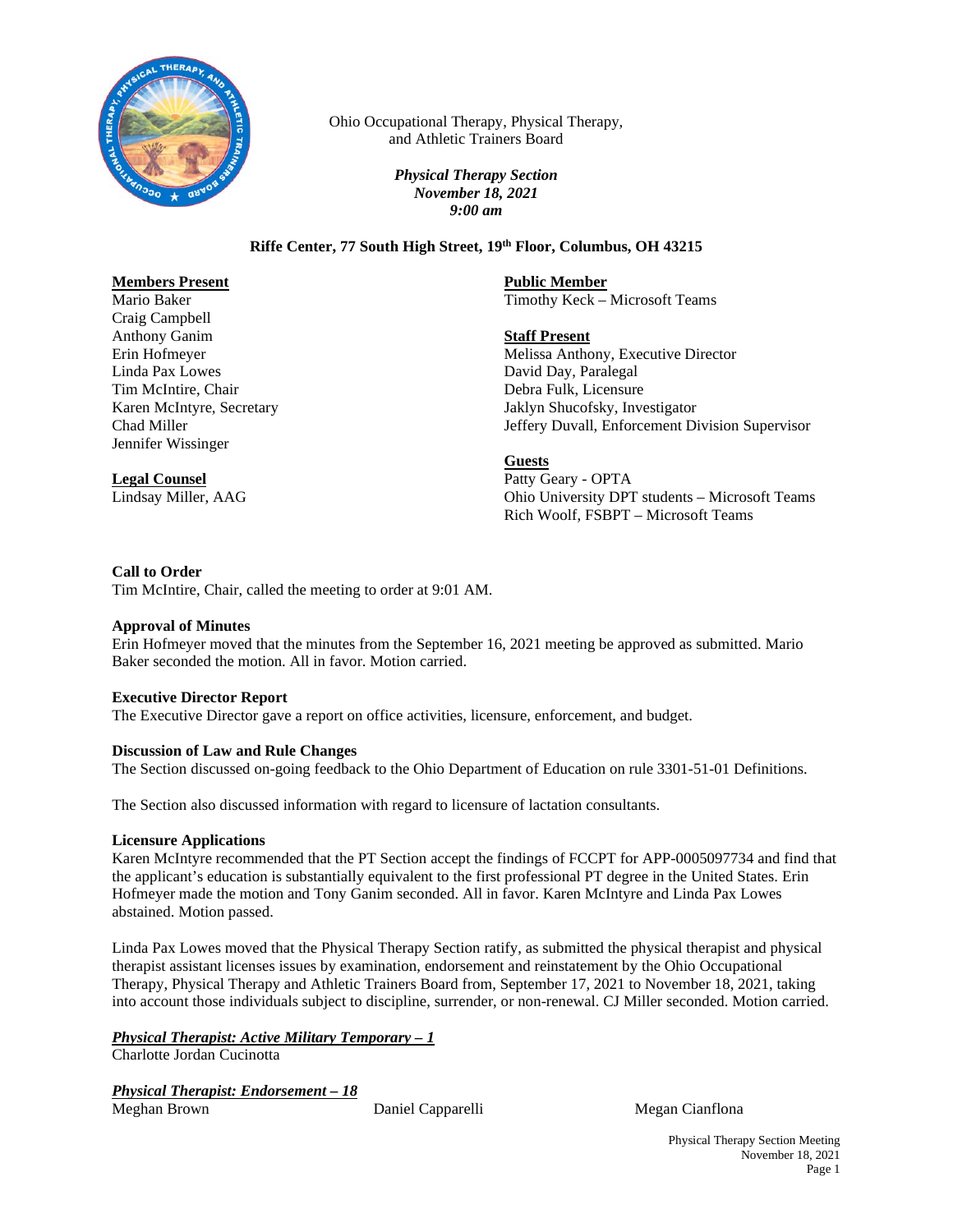Ohio Occupational Therapy, Physical Therapy, and Athletic Trainers Board

***Physical Therapy Section***
***November 18, 2021***
***9:00 am***

**Riffe Center, 77 South High Street, 19th Floor, Columbus, OH 43215**

**Members Present**
Mario Baker
Craig Campbell
Anthony Ganim
Erin Hofmeyer
Linda Pax Lowes
Tim McIntire, Chair
Karen McIntyre, Secretary
Chad Miller
Jennifer Wissinger

**Legal Counsel**
Lindsay Miller, AAG

**Public Member**
Timothy Keck – Microsoft Teams

**Staff Present**
Melissa Anthony, Executive Director
David Day, Paralegal
Debra Fulk, Licensure
Jaklyn Shucofsky, Investigator
Jeffery Duvall, Enforcement Division Supervisor

**Guests**
Patty Geary - OPTA
Ohio University DPT students – Microsoft Teams
Rich Woolf, FSBPT – Microsoft Teams

**Call to Order**
Tim McIntire, Chair, called the meeting to order at 9:01 AM.

**Approval of Minutes**
Erin Hofmeyer moved that the minutes from the September 16, 2021 meeting be approved as submitted. Mario Baker seconded the motion. All in favor. Motion carried.

**Executive Director Report**
The Executive Director gave a report on office activities, licensure, enforcement, and budget.

**Discussion of Law and Rule Changes**
The Section discussed on-going feedback to the Ohio Department of Education on rule 3301-51-01 Definitions.

The Section also discussed information with regard to licensure of lactation consultants.

**Licensure Applications**
Karen McIntyre recommended that the PT Section accept the findings of FCCPT for APP-0005097734 and find that the applicant's education is substantially equivalent to the first professional PT degree in the United States. Erin Hofmeyer made the motion and Tony Ganim seconded. All in favor. Karen McIntyre and Linda Pax Lowes abstained. Motion passed.

Linda Pax Lowes moved that the Physical Therapy Section ratify, as submitted the physical therapist and physical therapist assistant licenses issues by examination, endorsement and reinstatement by the Ohio Occupational Therapy, Physical Therapy and Athletic Trainers Board from, September 17, 2021 to November 18, 2021, taking into account those individuals subject to discipline, surrender, or non-renewal. CJ Miller seconded. Motion carried.

***Physical Therapist: Active Military Temporary – 1***
Charlotte Jordan Cucinotta

***Physical Therapist: Endorsement – 18***

| | | |
|---|---|---|
| Meghan Brown | Daniel Capparelli | Megan Cianflona |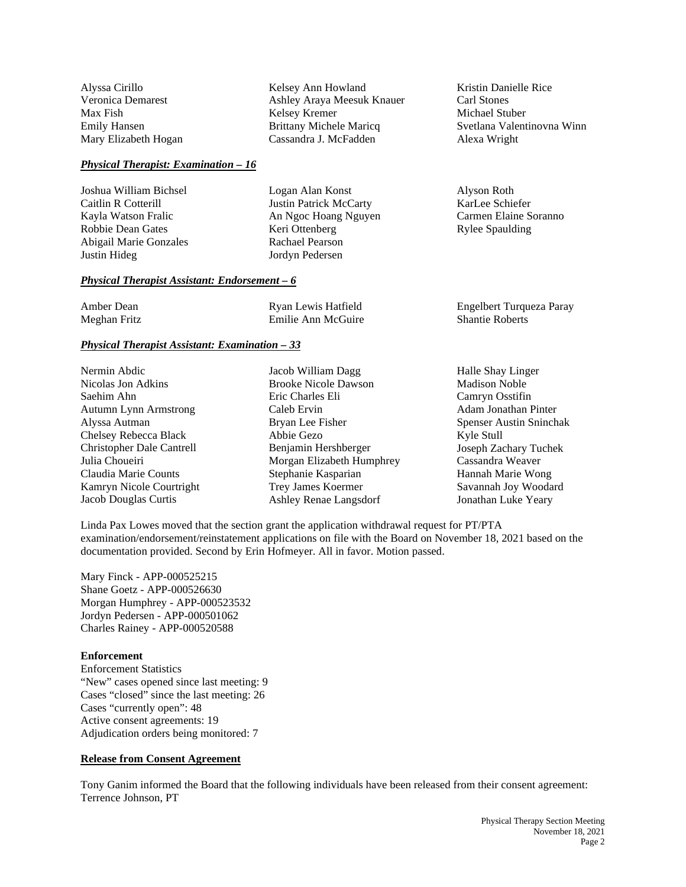Alyssa Cirillo
Veronica Demarest
Max Fish
Emily Hansen
Mary Elizabeth Hogan
Kelsey Ann Howland
Ashley Araya Meesuk Knauer
Kelsey Kremer
Brittany Michele Maricq
Cassandra J. McFadden
Kristin Danielle Rice
Carl Stones
Michael Stuber
Svetlana Valentinovna Winn
Alexa Wright

***Physical Therapist: Examination – 16***

Joshua William Bichsel
Caitlin R Cotterill
Kayla Watson Fralic
Robbie Dean Gates
Abigail Marie Gonzales
Justin Hideg
Logan Alan Konst
Justin Patrick McCarty
An Ngoc Hoang Nguyen
Keri Ottenberg
Rachael Pearson
Jordyn Pedersen
Alyson Roth
KarLee Schiefer
Carmen Elaine Soranno
Rylee Spaulding

***Physical Therapist Assistant: Endorsement – 6***

Amber Dean
Meghan Fritz
Ryan Lewis Hatfield
Emilie Ann McGuire
Engelbert Turqueza Paray
Shantie Roberts

***Physical Therapist Assistant: Examination – 33***

Nermin Abdic
Nicolas Jon Adkins
Saehim Ahn
Autumn Lynn Armstrong
Alyssa Autman
Chelsey Rebecca Black
Christopher Dale Cantrell
Julia Choueiri
Claudia Marie Counts
Kamryn Nicole Courtright
Jacob Douglas Curtis
Jacob William Dagg
Brooke Nicole Dawson
Eric Charles Eli
Caleb Ervin
Bryan Lee Fisher
Abbie Gezo
Benjamin Hershberger
Morgan Elizabeth Humphrey
Stephanie Kasparian
Trey James Koermer
Ashley Renae Langsdorf
Halle Shay Linger
Madison Noble
Camryn Osstifin
Adam Jonathan Pinter
Spenser Austin Sninchak
Kyle Stull
Joseph Zachary Tuchek
Cassandra Weaver
Hannah Marie Wong
Savannah Joy Woodard
Jonathan Luke Yeary

Linda Pax Lowes moved that the section grant the application withdrawal request for PT/PTA examination/endorsement/reinstatement applications on file with the Board on November 18, 2021 based on the documentation provided. Second by Erin Hofmeyer. All in favor. Motion passed.

Mary Finck - APP-000525215
Shane Goetz - APP-000526630
Morgan Humphrey - APP-000523532
Jordyn Pedersen - APP-000501062
Charles Rainey - APP-000520588

**Enforcement**

Enforcement Statistics
"New" cases opened since last meeting: 9
Cases "closed" since the last meeting: 26
Cases "currently open": 48
Active consent agreements: 19
Adjudication orders being monitored: 7

**Release from Consent Agreement**

Tony Ganim informed the Board that the following individuals have been released from their consent agreement:
Terrence Johnson, PT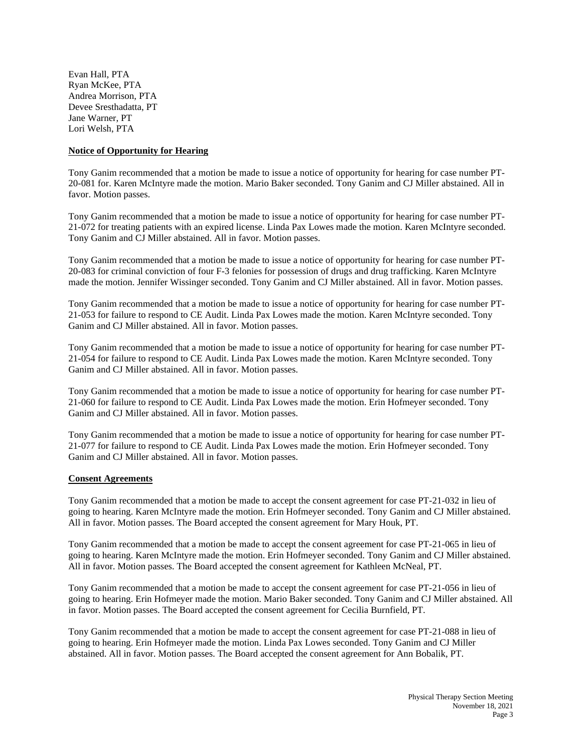Evan Hall, PTA
Ryan McKee, PTA
Andrea Morrison, PTA
Devee Sresthadatta, PT
Jane Warner, PT
Lori Welsh, PTA

**Notice of Opportunity for Hearing**

Tony Ganim recommended that a motion be made to issue a notice of opportunity for hearing for case number PT-20-081 for. Karen McIntyre made the motion. Mario Baker seconded. Tony Ganim and CJ Miller abstained. All in favor. Motion passes.

Tony Ganim recommended that a motion be made to issue a notice of opportunity for hearing for case number PT-21-072 for treating patients with an expired license. Linda Pax Lowes made the motion. Karen McIntyre seconded. Tony Ganim and CJ Miller abstained. All in favor. Motion passes.

Tony Ganim recommended that a motion be made to issue a notice of opportunity for hearing for case number PT-20-083 for criminal conviction of four F-3 felonies for possession of drugs and drug trafficking. Karen McIntyre made the motion. Jennifer Wissinger seconded. Tony Ganim and CJ Miller abstained. All in favor. Motion passes.

Tony Ganim recommended that a motion be made to issue a notice of opportunity for hearing for case number PT-21-053 for failure to respond to CE Audit. Linda Pax Lowes made the motion. Karen McIntyre seconded. Tony Ganim and CJ Miller abstained. All in favor. Motion passes.

Tony Ganim recommended that a motion be made to issue a notice of opportunity for hearing for case number PT-21-054 for failure to respond to CE Audit. Linda Pax Lowes made the motion. Karen McIntyre seconded. Tony Ganim and CJ Miller abstained. All in favor. Motion passes.

Tony Ganim recommended that a motion be made to issue a notice of opportunity for hearing for case number PT-21-060 for failure to respond to CE Audit. Linda Pax Lowes made the motion. Erin Hofmeyer seconded. Tony Ganim and CJ Miller abstained. All in favor. Motion passes.

Tony Ganim recommended that a motion be made to issue a notice of opportunity for hearing for case number PT-21-077 for failure to respond to CE Audit. Linda Pax Lowes made the motion. Erin Hofmeyer seconded. Tony Ganim and CJ Miller abstained. All in favor. Motion passes.

**Consent Agreements**

Tony Ganim recommended that a motion be made to accept the consent agreement for case PT-21-032 in lieu of going to hearing. Karen McIntyre made the motion. Erin Hofmeyer seconded. Tony Ganim and CJ Miller abstained. All in favor. Motion passes. The Board accepted the consent agreement for Mary Houk, PT.

Tony Ganim recommended that a motion be made to accept the consent agreement for case PT-21-065 in lieu of going to hearing. Karen McIntyre made the motion. Erin Hofmeyer seconded. Tony Ganim and CJ Miller abstained. All in favor. Motion passes. The Board accepted the consent agreement for Kathleen McNeal, PT.

Tony Ganim recommended that a motion be made to accept the consent agreement for case PT-21-056 in lieu of going to hearing. Erin Hofmeyer made the motion. Mario Baker seconded. Tony Ganim and CJ Miller abstained. All in favor. Motion passes. The Board accepted the consent agreement for Cecilia Burnfield, PT.

Tony Ganim recommended that a motion be made to accept the consent agreement for case PT-21-088 in lieu of going to hearing. Erin Hofmeyer made the motion. Linda Pax Lowes seconded. Tony Ganim and CJ Miller abstained. All in favor. Motion passes. The Board accepted the consent agreement for Ann Bobalik, PT.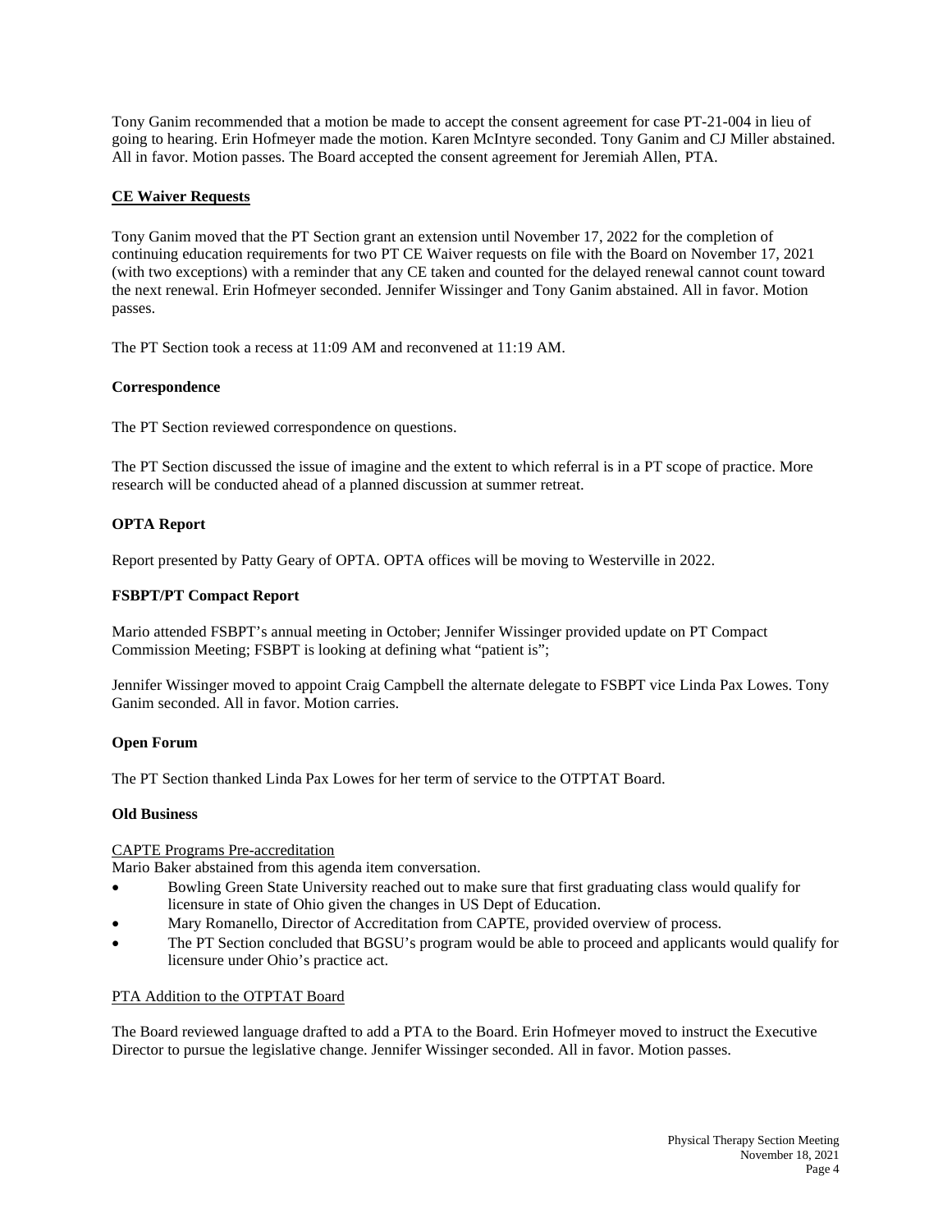Tony Ganim recommended that a motion be made to accept the consent agreement for case PT-21-004 in lieu of going to hearing. Erin Hofmeyer made the motion. Karen McIntyre seconded. Tony Ganim and CJ Miller abstained. All in favor. Motion passes. The Board accepted the consent agreement for Jeremiah Allen, PTA.

**CE Waiver Requests**

Tony Ganim moved that the PT Section grant an extension until November 17, 2022 for the completion of continuing education requirements for two PT CE Waiver requests on file with the Board on November 17, 2021 (with two exceptions) with a reminder that any CE taken and counted for the delayed renewal cannot count toward the next renewal. Erin Hofmeyer seconded. Jennifer Wissinger and Tony Ganim abstained. All in favor. Motion passes.

The PT Section took a recess at 11:09 AM and reconvened at 11:19 AM.

**Correspondence**

The PT Section reviewed correspondence on questions.

The PT Section discussed the issue of imagine and the extent to which referral is in a PT scope of practice. More research will be conducted ahead of a planned discussion at summer retreat.

**OPTA Report**

Report presented by Patty Geary of OPTA. OPTA offices will be moving to Westerville in 2022.

**FSBPT/PT Compact Report**

Mario attended FSBPT's annual meeting in October; Jennifer Wissinger provided update on PT Compact Commission Meeting; FSBPT is looking at defining what "patient is";

Jennifer Wissinger moved to appoint Craig Campbell the alternate delegate to FSBPT vice Linda Pax Lowes. Tony Ganim seconded. All in favor. Motion carries.

**Open Forum**

The PT Section thanked Linda Pax Lowes for her term of service to the OTPTAT Board.

**Old Business**

CAPTE Programs Pre-accreditation

Mario Baker abstained from this agenda item conversation.

- Bowling Green State University reached out to make sure that first graduating class would qualify for licensure in state of Ohio given the changes in US Dept of Education.
- Mary Romanello, Director of Accreditation from CAPTE, provided overview of process.
- The PT Section concluded that BGSU's program would be able to proceed and applicants would qualify for licensure under Ohio's practice act.

PTA Addition to the OTPTAT Board

The Board reviewed language drafted to add a PTA to the Board. Erin Hofmeyer moved to instruct the Executive Director to pursue the legislative change. Jennifer Wissinger seconded. All in favor. Motion passes.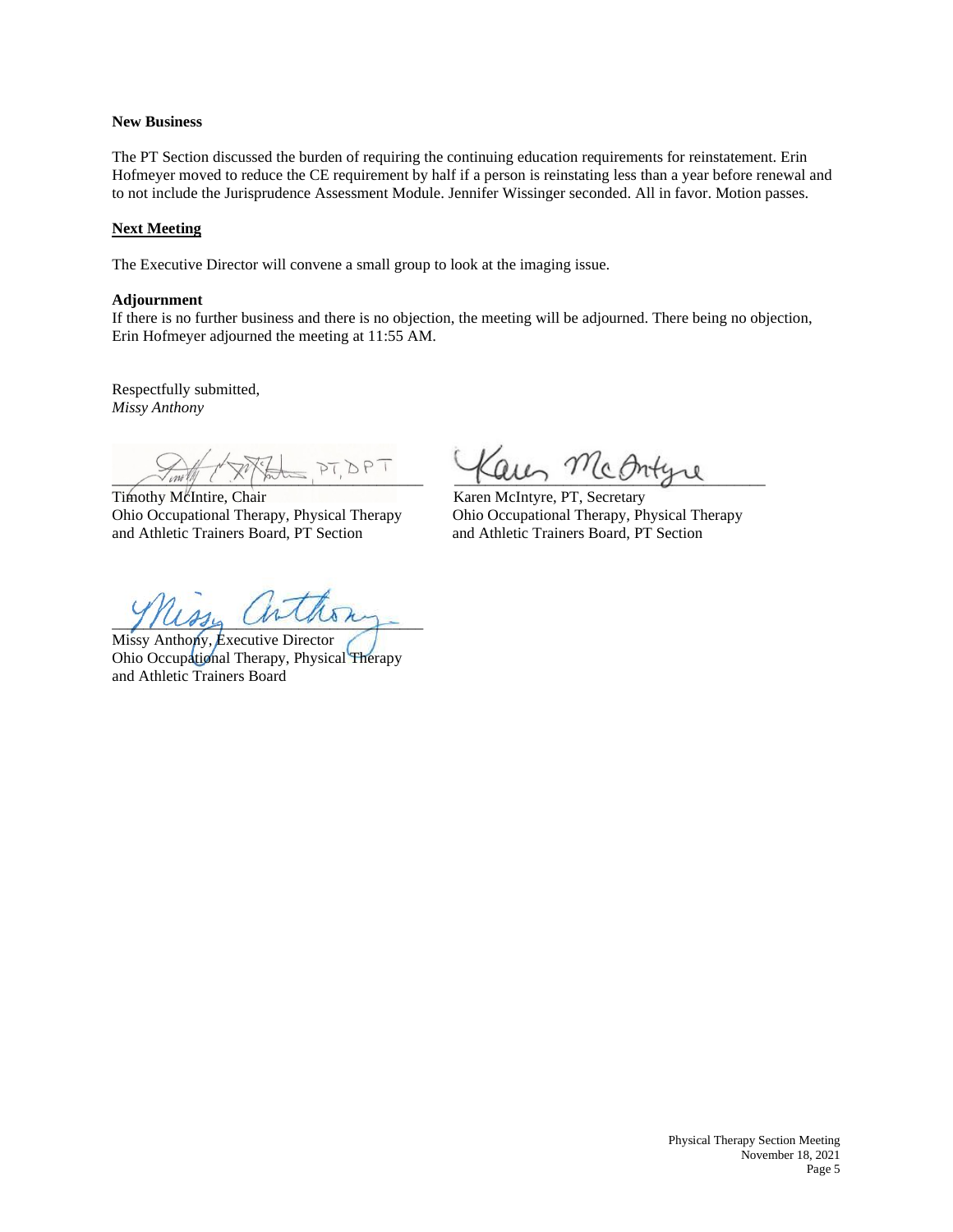**New Business**

The PT Section discussed the burden of requiring the continuing education requirements for reinstatement. Erin Hofmeyer moved to reduce the CE requirement by half if a person is reinstating less than a year before renewal and to not include the Jurisprudence Assessment Module. Jennifer Wissinger seconded. All in favor. Motion passes.

**Next Meeting**

The Executive Director will convene a small group to look at the imaging issue.

**Adjournment**

If there is no further business and there is no objection, the meeting will be adjourned. There being no objection, Erin Hofmeyer adjourned the meeting at 11:55 AM.

Respectfully submitted,
*Missy Anthony*

Timothy McIntire, Chair
Ohio Occupational Therapy, Physical Therapy
and Athletic Trainers Board, PT Section

Karen McIntyre, PT, Secretary
Ohio Occupational Therapy, Physical Therapy
and Athletic Trainers Board, PT Section

Missy Anthony, Executive Director
Ohio Occupational Therapy, Physical Therapy
and Athletic Trainers Board